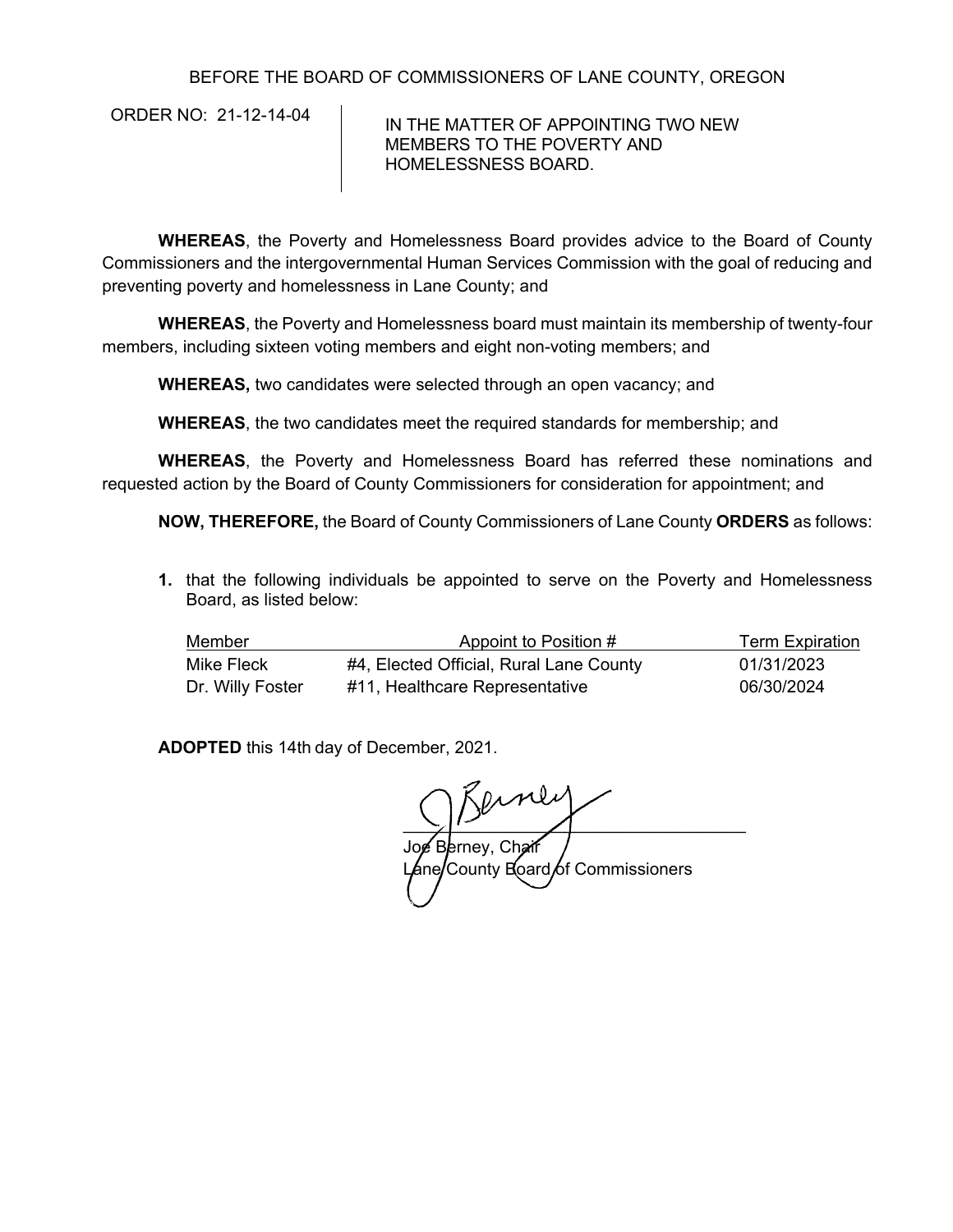BEFORE THE BOARD OF COMMISSIONERS OF LANE COUNTY, OREGON

ORDER NO: 21-12-14-04

IN THE MATTER OF APPOINTING TWO NEW MEMBERS TO THE POVERTY AND HOMELESSNESS BOARD.

**WHEREAS**, the Poverty and Homelessness Board provides advice to the Board of County Commissioners and the intergovernmental Human Services Commission with the goal of reducing and preventing poverty and homelessness in Lane County; and

**WHEREAS**, the Poverty and Homelessness board must maintain its membership of twenty-four members, including sixteen voting members and eight non-voting members; and

**WHEREAS,** two candidates were selected through an open vacancy; and

**WHEREAS**, the two candidates meet the required standards for membership; and

**WHEREAS**, the Poverty and Homelessness Board has referred these nominations and requested action by the Board of County Commissioners for consideration for appointment; and

**NOW, THEREFORE,** the Board of County Commissioners of Lane County **ORDERS** as follows:

1. that the following individuals be appointed to serve on the Poverty and Homelessness Board, as listed below:

| Member | Appoint to Position # | Term Expiration |
|---|---|---|
| Mike Fleck | #4, Elected Official, Rural Lane County | 01/31/2023 |
| Dr. Willy Foster | #11, Healthcare Representative | 06/30/2024 |

**ADOPTED** this 14th day of December, 2021.

Joe Berney, Chair
Lane County Board of Commissioners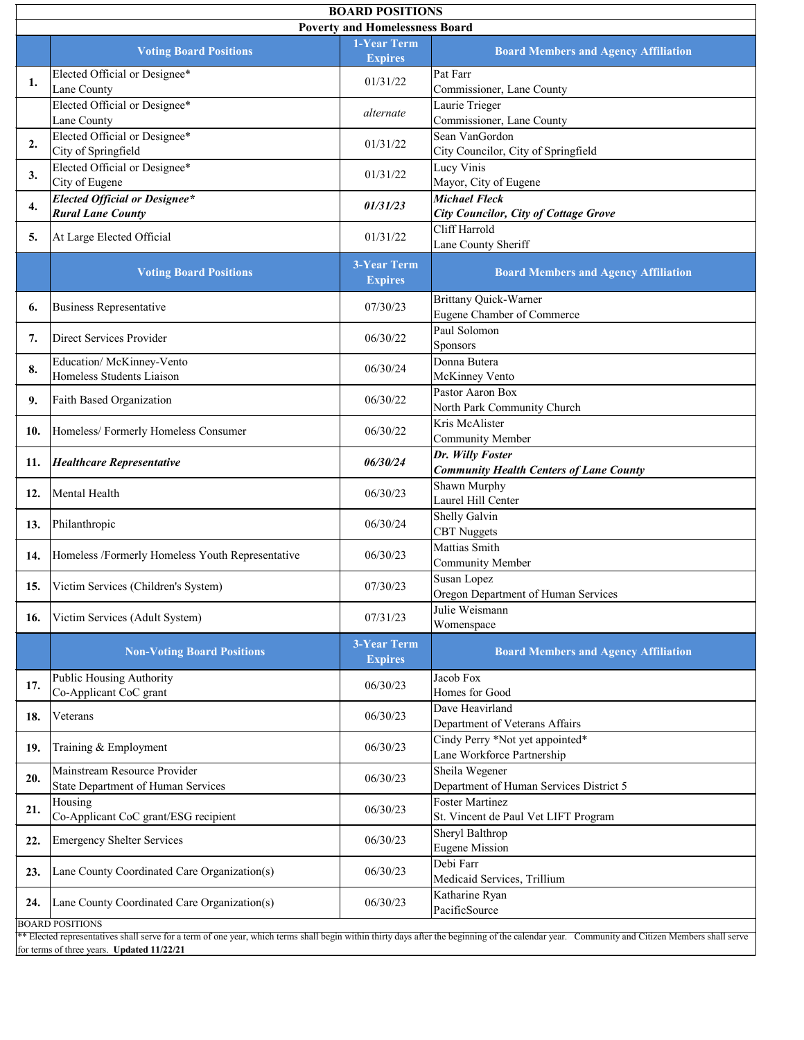# BOARD POSITIONS

## Poverty and Homelessness Board

| | Voting Board Positions | 1-Year Term Expires | Board Members and Agency Affiliation |
|---|---|---|---|
| **1.** | Elected Official or Designee* Lane County | 01/31/22 | Pat Farr Commissioner, Lane County |
| | Elected Official or Designee* Lane County | *alternate* | Laurie Trieger Commissioner, Lane County |
| **2.** | Elected Official or Designee* City of Springfield | 01/31/22 | Sean VanGordon City Councilor, City of Springfield |
| **3.** | Elected Official or Designee* City of Eugene | 01/31/22 | Lucy Vinis Mayor, City of Eugene |
| **4.** | ***Elected Official or Designee* Rural Lane County*** | ***01/31/23*** | ***Michael Fleck City Councilor, City of Cottage Grove*** |
| **5.** | At Large Elected Official | 01/31/22 | Cliff Harrold Lane County Sheriff |
| | **Voting Board Positions** | **3-Year Term Expires** | **Board Members and Agency Affiliation** |
| **6.** | Business Representative | 07/30/23 | Brittany Quick-Warner Eugene Chamber of Commerce |
| **7.** | Direct Services Provider | 06/30/22 | Paul Solomon Sponsors |
| **8.** | Education/ McKinney-Vento Homeless Students Liaison | 06/30/24 | Donna Butera McKinney Vento |
| **9.** | Faith Based Organization | 06/30/22 | Pastor Aaron Box North Park Community Church |
| **10.** | Homeless/ Formerly Homeless Consumer | 06/30/22 | Kris McAlister Community Member |
| **11.** | ***Healthcare Representative*** | ***06/30/24*** | ***Dr. Willy Foster Community Health Centers of Lane County*** |
| **12.** | Mental Health | 06/30/23 | Shawn Murphy Laurel Hill Center |
| **13.** | Philanthropic | 06/30/24 | Shelly Galvin CBT Nuggets |
| **14.** | Homeless /Formerly Homeless Youth Representative | 06/30/23 | Mattias Smith Community Member |
| **15.** | Victim Services (Children's System) | 07/30/23 | Susan Lopez Oregon Department of Human Services |
| **16.** | Victim Services (Adult System) | 07/31/23 | Julie Weismann Womenspace |
| | **Non-Voting Board Positions** | **3-Year Term Expires** | **Board Members and Agency Affiliation** |
| **17.** | Public Housing Authority Co-Applicant CoC grant | 06/30/23 | Jacob Fox Homes for Good |
| **18.** | Veterans | 06/30/23 | Dave Heavirland Department of Veterans Affairs |
| **19.** | Training & Employment | 06/30/23 | Cindy Perry *Not yet appointed* Lane Workforce Partnership |
| **20.** | Mainstream Resource Provider State Department of Human Services | 06/30/23 | Sheila Wegener Department of Human Services District 5 |
| **21.** | Housing Co-Applicant CoC grant/ESG recipient | 06/30/23 | Foster Martinez St. Vincent de Paul Vet LIFT Program |
| **22.** | Emergency Shelter Services | 06/30/23 | Sheryl Balthrop Eugene Mission |
| **23.** | Lane County Coordinated Care Organization(s) | 06/30/23 | Debi Farr Medicaid Services, Trillium |
| **24.** | Lane County Coordinated Care Organization(s) | 06/30/23 | Katharine Ryan PacificSource |

BOARD POSITIONS

** Elected representatives shall serve for a term of one year, which terms shall begin within thirty days after the beginning of the calendar year. Community and Citizen Members shall serve for terms of three years. **Updated 11/22/21**